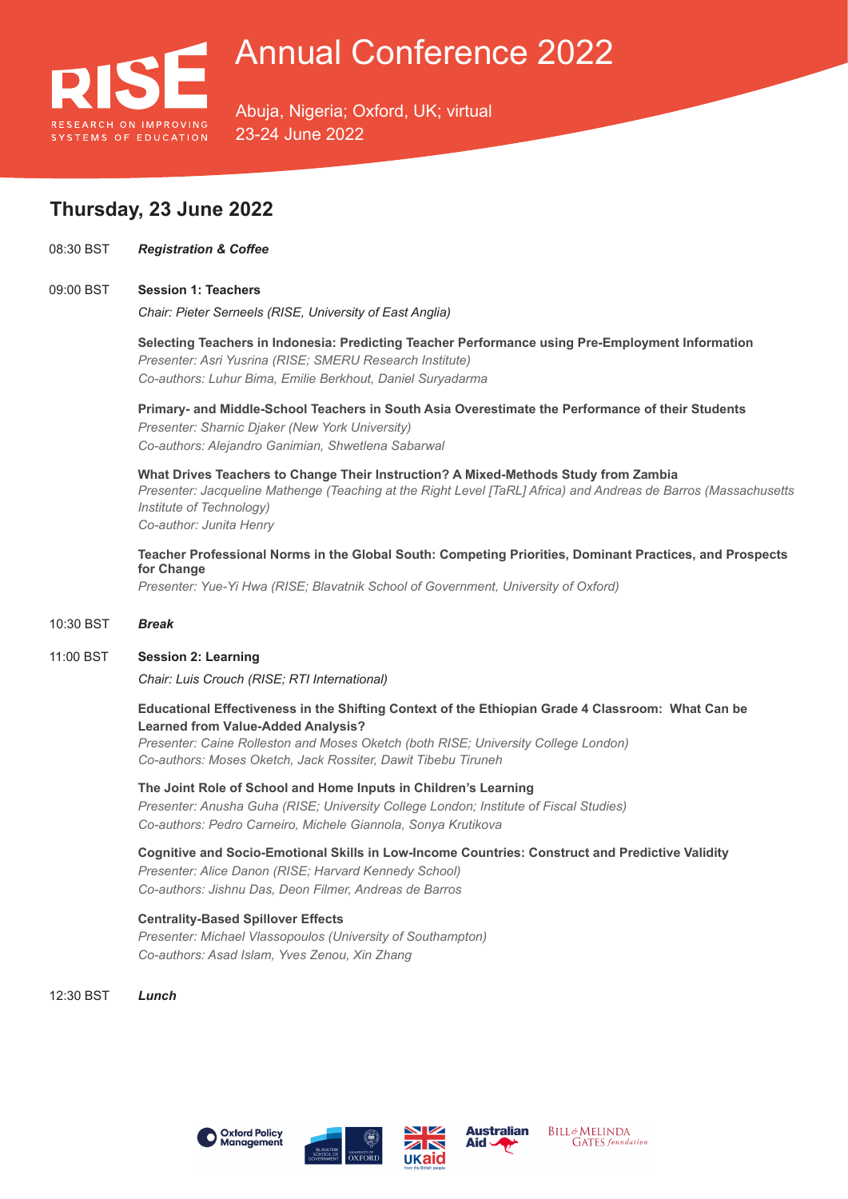# Annual Conference 2022

RISE
RESEARCH ON IMPROVING SYSTEMS OF EDUCATION

Abuja, Nigeria; Oxford, UK; virtual
23-24 June 2022

## Thursday, 23 June 2022

08:30 BST ***Registration & Coffee***

09:00 BST **Session 1: Teachers**

*Chair: Pieter Serneels (RISE, University of East Anglia)*

**Selecting Teachers in Indonesia: Predicting Teacher Performance using Pre-Employment Information**
*Presenter: Asri Yusrina (RISE; SMERU Research Institute)*
*Co-authors: Luhur Bima, Emilie Berkhout, Daniel Suryadarma*

**Primary- and Middle-School Teachers in South Asia Overestimate the Performance of their Students**
*Presenter: Sharnic Djaker (New York University)*
*Co-authors: Alejandro Ganimian, Shwetlena Sabarwal*

**What Drives Teachers to Change Their Instruction? A Mixed-Methods Study from Zambia**
*Presenter: Jacqueline Mathenge (Teaching at the Right Level [TaRL] Africa) and Andreas de Barros (Massachusetts Institute of Technology)*
*Co-author: Junita Henry*

**Teacher Professional Norms in the Global South: Competing Priorities, Dominant Practices, and Prospects for Change**
*Presenter: Yue-Yi Hwa (RISE; Blavatnik School of Government, University of Oxford)*

10:30 BST ***Break***

11:00 BST **Session 2: Learning**

*Chair: Luis Crouch (RISE; RTI International)*

**Educational Effectiveness in the Shifting Context of the Ethiopian Grade 4 Classroom: What Can be Learned from Value-Added Analysis?**
*Presenter: Caine Rolleston and Moses Oketch (both RISE; University College London)*
*Co-authors: Moses Oketch, Jack Rossiter, Dawit Tibebu Tiruneh*

**The Joint Role of School and Home Inputs in Children's Learning**
*Presenter: Anusha Guha (RISE; University College London; Institute of Fiscal Studies)*
*Co-authors: Pedro Carneiro, Michele Giannola, Sonya Krutikova*

**Cognitive and Socio-Emotional Skills in Low-Income Countries: Construct and Predictive Validity**
*Presenter: Alice Danon (RISE; Harvard Kennedy School)*
*Co-authors: Jishnu Das, Deon Filmer, Andreas de Barros*

**Centrality-Based Spillover Effects**
*Presenter: Michael Vlassopoulos (University of Southampton)*
*Co-authors: Asad Islam, Yves Zenou, Xin Zhang*

12:30 BST ***Lunch***

Oxford Policy Management | Blavatnik School of Government, University of Oxford | UKaid from the British people | Australian Aid | Bill & Melinda Gates foundation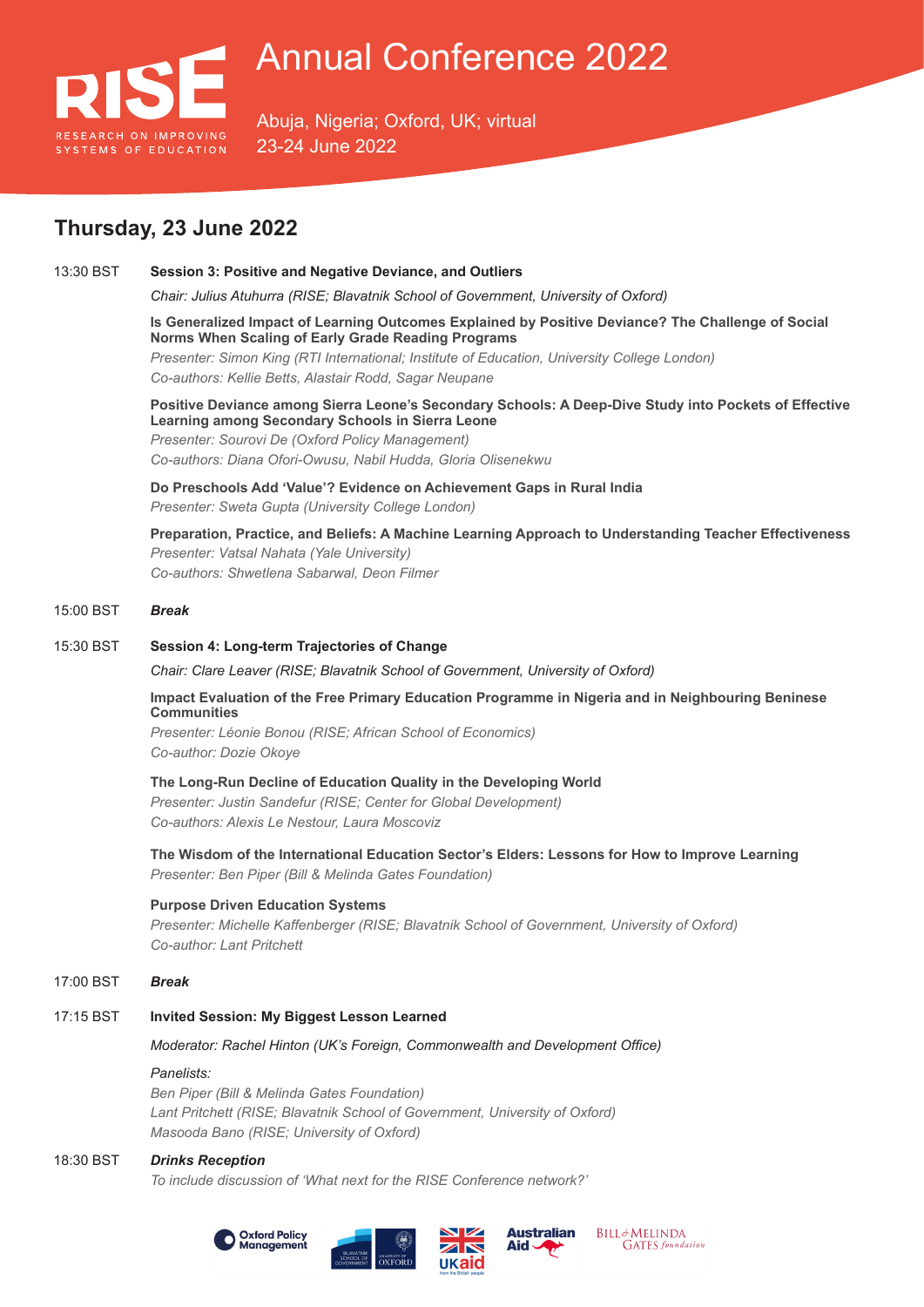# Annual Conference 2022

RISE
RESEARCH ON IMPROVING SYSTEMS OF EDUCATION

Abuja, Nigeria; Oxford, UK; virtual
23-24 June 2022

## Thursday, 23 June 2022

13:30 BST **Session 3: Positive and Negative Deviance, and Outliers**

*Chair: Julius Atuhurra (RISE; Blavatnik School of Government, University of Oxford)*

**Is Generalized Impact of Learning Outcomes Explained by Positive Deviance? The Challenge of Social Norms When Scaling of Early Grade Reading Programs**
*Presenter: Simon King (RTI International; Institute of Education, University College London)*
*Co-authors: Kellie Betts, Alastair Rodd, Sagar Neupane*

**Positive Deviance among Sierra Leone's Secondary Schools: A Deep-Dive Study into Pockets of Effective Learning among Secondary Schools in Sierra Leone**
*Presenter: Sourovi De (Oxford Policy Management)*
*Co-authors: Diana Ofori-Owusu, Nabil Hudda, Gloria Olisenekwu*

**Do Preschools Add 'Value'? Evidence on Achievement Gaps in Rural India**
*Presenter: Sweta Gupta (University College London)*

**Preparation, Practice, and Beliefs: A Machine Learning Approach to Understanding Teacher Effectiveness**
*Presenter: Vatsal Nahata (Yale University)*
*Co-authors: Shwetlena Sabarwal, Deon Filmer*

15:00 BST ***Break***

15:30 BST **Session 4: Long-term Trajectories of Change**

*Chair: Clare Leaver (RISE; Blavatnik School of Government, University of Oxford)*

**Impact Evaluation of the Free Primary Education Programme in Nigeria and in Neighbouring Beninese Communities**
*Presenter: Léonie Bonou (RISE; African School of Economics)*
*Co-author: Dozie Okoye*

**The Long-Run Decline of Education Quality in the Developing World**
*Presenter: Justin Sandefur (RISE; Center for Global Development)*
*Co-authors: Alexis Le Nestour, Laura Moscoviz*

**The Wisdom of the International Education Sector's Elders: Lessons for How to Improve Learning**
*Presenter: Ben Piper (Bill & Melinda Gates Foundation)*

**Purpose Driven Education Systems**
*Presenter: Michelle Kaffenberger (RISE; Blavatnik School of Government, University of Oxford)*
*Co-author: Lant Pritchett*

17:00 BST ***Break***

17:15 BST **Invited Session: My Biggest Lesson Learned**

*Moderator: Rachel Hinton (UK's Foreign, Commonwealth and Development Office)*

*Panelists:*
*Ben Piper (Bill & Melinda Gates Foundation)*
*Lant Pritchett (RISE; Blavatnik School of Government, University of Oxford)*
*Masooda Bano (RISE; University of Oxford)*

18:30 BST ***Drinks Reception***
*To include discussion of 'What next for the RISE Conference network?'*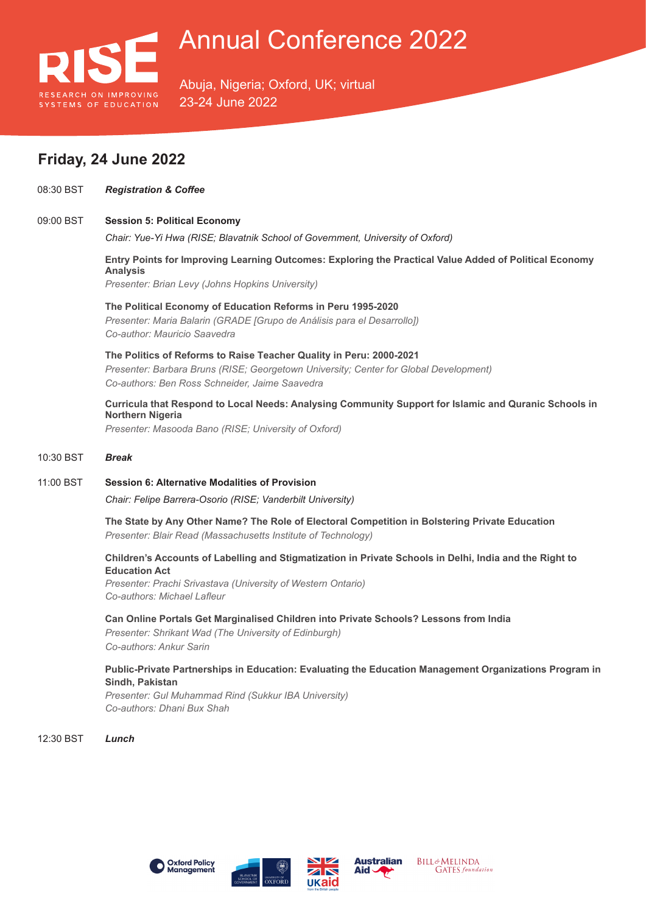# Annual Conference 2022

Abuja, Nigeria; Oxford, UK; virtual
23-24 June 2022

## Friday, 24 June 2022

08:30 BST ***Registration & Coffee***

09:00 BST **Session 5: Political Economy**

*Chair: Yue-Yi Hwa (RISE; Blavatnik School of Government, University of Oxford)*

**Entry Points for Improving Learning Outcomes: Exploring the Practical Value Added of Political Economy Analysis**
*Presenter: Brian Levy (Johns Hopkins University)*

**The Political Economy of Education Reforms in Peru 1995-2020**
*Presenter: Maria Balarin (GRADE [Grupo de Análisis para el Desarrollo])*
*Co-author: Mauricio Saavedra*

**The Politics of Reforms to Raise Teacher Quality in Peru: 2000-2021**
*Presenter: Barbara Bruns (RISE; Georgetown University; Center for Global Development)*
*Co-authors: Ben Ross Schneider, Jaime Saavedra*

**Curricula that Respond to Local Needs: Analysing Community Support for Islamic and Quranic Schools in Northern Nigeria**
*Presenter: Masooda Bano (RISE; University of Oxford)*

10:30 BST ***Break***

11:00 BST **Session 6: Alternative Modalities of Provision**

*Chair: Felipe Barrera-Osorio (RISE; Vanderbilt University)*

**The State by Any Other Name? The Role of Electoral Competition in Bolstering Private Education**
*Presenter: Blair Read (Massachusetts Institute of Technology)*

**Children's Accounts of Labelling and Stigmatization in Private Schools in Delhi, India and the Right to Education Act**
*Presenter: Prachi Srivastava (University of Western Ontario)*
*Co-authors: Michael Lafleur*

**Can Online Portals Get Marginalised Children into Private Schools? Lessons from India**
*Presenter: Shrikant Wad (The University of Edinburgh)*
*Co-authors: Ankur Sarin*

**Public-Private Partnerships in Education: Evaluating the Education Management Organizations Program in Sindh, Pakistan**
*Presenter: Gul Muhammad Rind (Sukkur IBA University)*
*Co-authors: Dhani Bux Shah*

12:30 BST ***Lunch***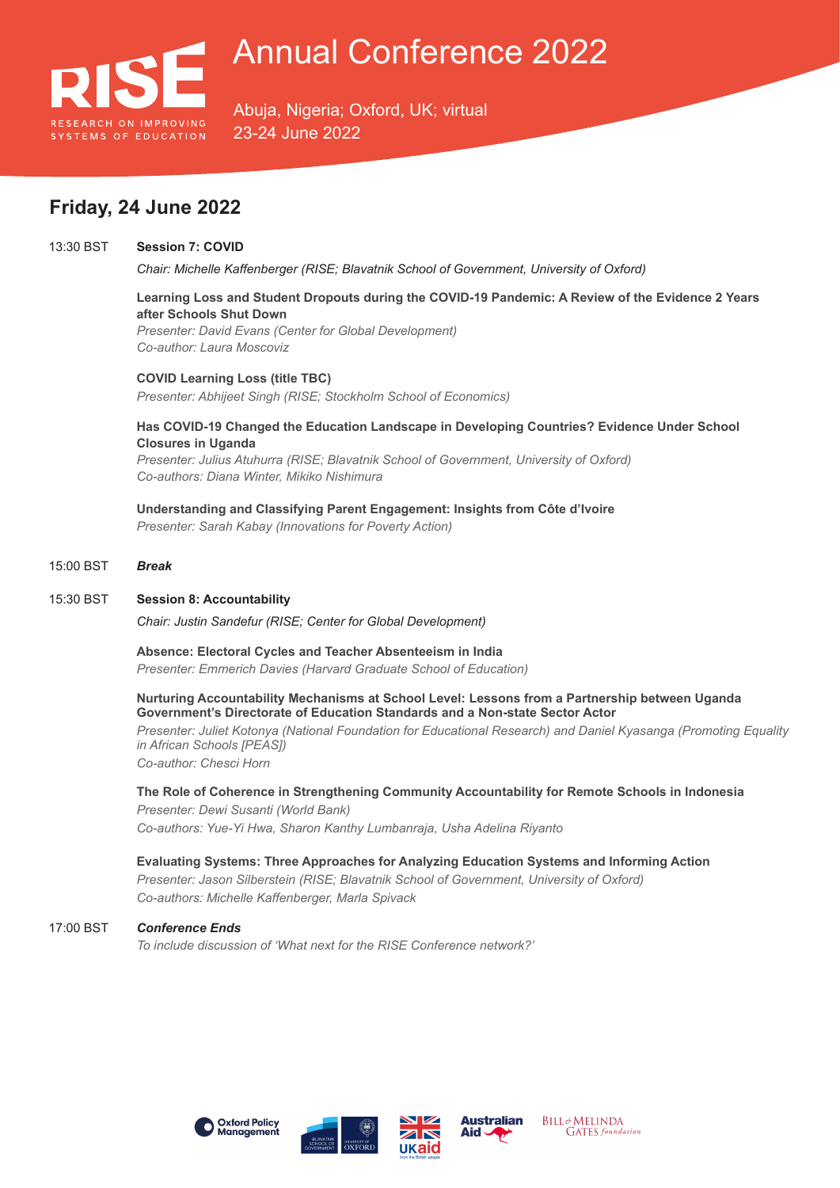# Annual Conference 2022

Abuja, Nigeria; Oxford, UK; virtual
23-24 June 2022

## Friday, 24 June 2022

13:30 BST **Session 7: COVID**

*Chair: Michelle Kaffenberger (RISE; Blavatnik School of Government, University of Oxford)*

**Learning Loss and Student Dropouts during the COVID-19 Pandemic: A Review of the Evidence 2 Years after Schools Shut Down**
*Presenter: David Evans (Center for Global Development)*
*Co-author: Laura Moscoviz*

**COVID Learning Loss (title TBC)**
*Presenter: Abhijeet Singh (RISE; Stockholm School of Economics)*

**Has COVID-19 Changed the Education Landscape in Developing Countries? Evidence Under School Closures in Uganda**
*Presenter: Julius Atuhurra (RISE; Blavatnik School of Government, University of Oxford)*
*Co-authors: Diana Winter, Mikiko Nishimura*

**Understanding and Classifying Parent Engagement: Insights from Côte d'Ivoire**
*Presenter: Sarah Kabay (Innovations for Poverty Action)*

15:00 BST ***Break***

15:30 BST **Session 8: Accountability**

*Chair: Justin Sandefur (RISE; Center for Global Development)*

**Absence: Electoral Cycles and Teacher Absenteeism in India**
*Presenter: Emmerich Davies (Harvard Graduate School of Education)*

**Nurturing Accountability Mechanisms at School Level: Lessons from a Partnership between Uganda Government's Directorate of Education Standards and a Non-state Sector Actor**
*Presenter: Juliet Kotonya (National Foundation for Educational Research) and Daniel Kyasanga (Promoting Equality in African Schools [PEAS])*
*Co-author: Chesci Horn*

**The Role of Coherence in Strengthening Community Accountability for Remote Schools in Indonesia**
*Presenter: Dewi Susanti (World Bank)*
*Co-authors: Yue-Yi Hwa, Sharon Kanthy Lumbanraja, Usha Adelina Riyanto*

**Evaluating Systems: Three Approaches for Analyzing Education Systems and Informing Action**
*Presenter: Jason Silberstein (RISE; Blavatnik School of Government, University of Oxford)*
*Co-authors: Michelle Kaffenberger, Marla Spivack*

17:00 BST ***Conference Ends***

*To include discussion of 'What next for the RISE Conference network?'*